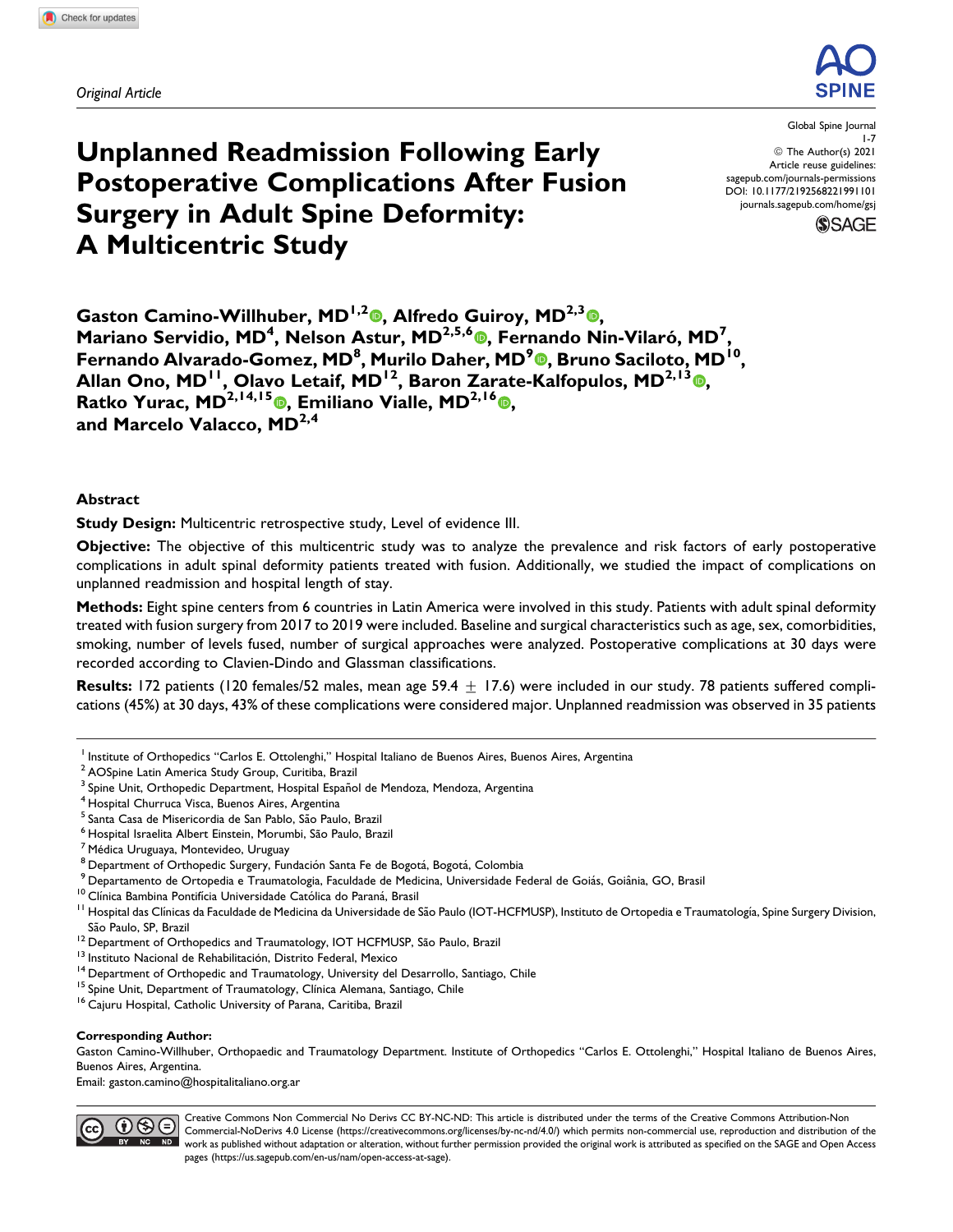*Original Article*

# Unplanned Readmission Following Early Postoperative Complications After Fusion Surgery in Adult Spine Deformity: A Multicentric Study

Gaston Camino-Willhuber, MD[1,2], Alfredo Guiroy, MD[2,3], Mariano Servidio, MD[4], Nelson Astur, MD[2,5,6], Fernando Nin-Vilaró, MD[7], Fernando Alvarado-Gomez, MD[8], Murilo Daher, MD[9], Bruno Saciloto, MD[10], Allan Ono, MD[11], Olavo Letaif, MD[12], Baron Zarate-Kalfopulos, MD[2,13], Ratko Yurac, MD[2,14,15], Emiliano Vialle, MD[2,16], and Marcelo Valacco, MD[2,4]

## Abstract

**Study Design:** Multicentric retrospective study, Level of evidence III.

**Objective:** The objective of this multicentric study was to analyze the prevalence and risk factors of early postoperative complications in adult spinal deformity patients treated with fusion. Additionally, we studied the impact of complications on unplanned readmission and hospital length of stay.

**Methods:** Eight spine centers from 6 countries in Latin America were involved in this study. Patients with adult spinal deformity treated with fusion surgery from 2017 to 2019 were included. Baseline and surgical characteristics such as age, sex, comorbidities, smoking, number of levels fused, number of surgical approaches were analyzed. Postoperative complications at 30 days were recorded according to Clavien-Dindo and Glassman classifications.

**Results:** 172 patients (120 females/52 males, mean age 59.4 ± 17.6) were included in our study. 78 patients suffered complications (45%) at 30 days, 43% of these complications were considered major. Unplanned readmission was observed in 35 patients

---

[1] Institute of Orthopedics "Carlos E. Ottolenghi," Hospital Italiano de Buenos Aires, Buenos Aires, Argentina
[2] AOSpine Latin America Study Group, Curitiba, Brazil
[3] Spine Unit, Orthopedic Department, Hospital Español de Mendoza, Mendoza, Argentina
[4] Hospital Churruca Visca, Buenos Aires, Argentina
[5] Santa Casa de Misericordia de San Pablo, São Paulo, Brazil
[6] Hospital Israelita Albert Einstein, Morumbi, São Paulo, Brazil
[7] Médica Uruguaya, Montevideo, Uruguay
[8] Department of Orthopedic Surgery, Fundación Santa Fe de Bogotá, Bogotá, Colombia
[9] Departamento de Ortopedia e Traumatologia, Faculdade de Medicina, Universidade Federal de Goiás, Goiânia, GO, Brasil
[10] Clínica Bambina Pontifícia Universidade Católica do Paraná, Brasil
[11] Hospital das Clínicas da Faculdade de Medicina da Universidade de São Paulo (IOT-HCFMUSP), Instituto de Ortopedia e Traumatología, Spine Surgery Division, São Paulo, SP, Brazil
[12] Department of Orthopedics and Traumatology, IOT HCFMUSP, São Paulo, Brazil
[13] Instituto Nacional de Rehabilitación, Distrito Federal, Mexico
[14] Department of Orthopedic and Traumatology, University del Desarrollo, Santiago, Chile
[15] Spine Unit, Department of Traumatology, Clínica Alemana, Santiago, Chile
[16] Cajuru Hospital, Catholic University of Parana, Caritiba, Brazil

**Corresponding Author:**
Gaston Camino-Willhuber, Orthopaedic and Traumatology Department. Institute of Orthopedics "Carlos E. Ottolenghi," Hospital Italiano de Buenos Aires, Buenos Aires, Argentina.
Email: gaston.camino@hospitalitaliano.org.ar

Creative Commons Non Commercial No Derivs CC BY-NC-ND: This article is distributed under the terms of the Creative Commons Attribution-Non Commercial-NoDerivs 4.0 License (https://creativecommons.org/licenses/by-nc-nd/4.0/) which permits non-commercial use, reproduction and distribution of the work as published without adaptation or alteration, without further permission provided the original work is attributed as specified on the SAGE and Open Access pages (https://us.sagepub.com/en-us/nam/open-access-at-sage).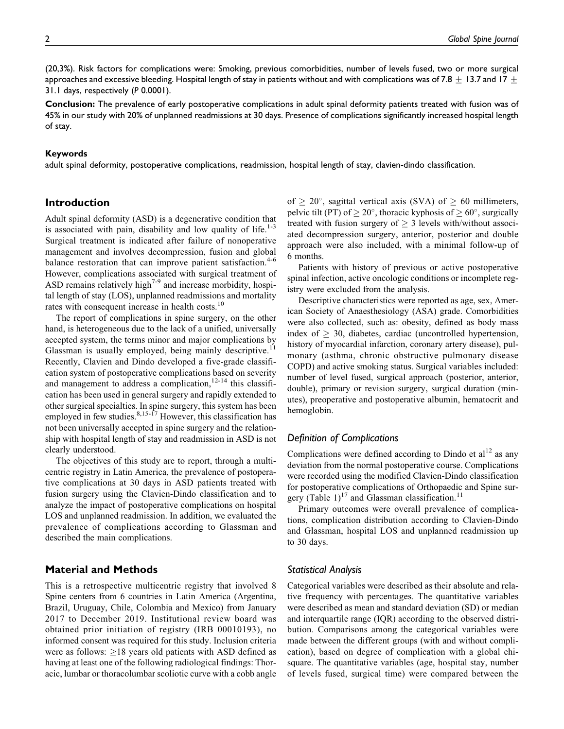(20,3%). Risk factors for complications were: Smoking, previous comorbidities, number of levels fused, two or more surgical approaches and excessive bleeding. Hospital length of stay in patients without and with complications was of 7.8 $\pm$ 13.7 and 17 $\pm$ 31.1 days, respectively (*P* 0.0001).

**Conclusion:** The prevalence of early postoperative complications in adult spinal deformity patients treated with fusion was of 45% in our study with 20% of unplanned readmissions at 30 days. Presence of complications significantly increased hospital length of stay.

### Keywords

adult spinal deformity, postoperative complications, readmission, hospital length of stay, clavien-dindo classification.

## Introduction

Adult spinal deformity (ASD) is a degenerative condition that is associated with pain, disability and low quality of life.[1-3] Surgical treatment is indicated after failure of nonoperative management and involves decompression, fusion and global balance restoration that can improve patient satisfaction.[4-6] However, complications associated with surgical treatment of ASD remains relatively high[7-9] and increase morbidity, hospital length of stay (LOS), unplanned readmissions and mortality rates with consequent increase in health costs.[10]

The report of complications in spine surgery, on the other hand, is heterogeneous due to the lack of a unified, universally accepted system, the terms minor and major complications by Glassman is usually employed, being mainly descriptive.[11] Recently, Clavien and Dindo developed a five-grade classification system of postoperative complications based on severity and management to address a complication,[12-14] this classification has been used in general surgery and rapidly extended to other surgical specialties. In spine surgery, this system has been employed in few studies.[8,15-17] However, this classification has not been universally accepted in spine surgery and the relationship with hospital length of stay and readmission in ASD is not clearly understood.

The objectives of this study are to report, through a multicentric registry in Latin America, the prevalence of postoperative complications at 30 days in ASD patients treated with fusion surgery using the Clavien-Dindo classification and to analyze the impact of postoperative complications on hospital LOS and unplanned readmission. In addition, we evaluated the prevalence of complications according to Glassman and described the main complications.

## Material and Methods

This is a retrospective multicentric registry that involved 8 Spine centers from 6 countries in Latin America (Argentina, Brazil, Uruguay, Chile, Colombia and Mexico) from January 2017 to December 2019. Institutional review board was obtained prior initiation of registry (IRB 00010193), no informed consent was required for this study. Inclusion criteria were as follows: $\geq$18 years old patients with ASD defined as having at least one of the following radiological findings: Thoracic, lumbar or thoracolumbar scoliotic curve with a cobb angle of $\geq 20^{\circ}$, sagittal vertical axis (SVA) of $\geq$ 60 millimeters, pelvic tilt (PT) of $\geq 20^{\circ}$, thoracic kyphosis of $\geq 60^{\circ}$, surgically treated with fusion surgery of $\geq$ 3 levels with/without associated decompression surgery, anterior, posterior and double approach were also included, with a minimal follow-up of 6 months.

Patients with history of previous or active postoperative spinal infection, active oncologic conditions or incomplete registry were excluded from the analysis.

Descriptive characteristics were reported as age, sex, American Society of Anaesthesiology (ASA) grade. Comorbidities were also collected, such as: obesity, defined as body mass index of $\geq$ 30, diabetes, cardiac (uncontrolled hypertension, history of myocardial infarction, coronary artery disease), pulmonary (asthma, chronic obstructive pulmonary disease COPD) and active smoking status. Surgical variables included: number of level fused, surgical approach (posterior, anterior, double), primary or revision surgery, surgical duration (minutes), preoperative and postoperative albumin, hematocrit and hemoglobin.

### Definition of Complications

Complications were defined according to Dindo et al[12] as any deviation from the normal postoperative course. Complications were recorded using the modified Clavien-Dindo classification for postoperative complications of Orthopaedic and Spine surgery (Table 1)[17] and Glassman classification.[11]

Primary outcomes were overall prevalence of complications, complication distribution according to Clavien-Dindo and Glassman, hospital LOS and unplanned readmission up to 30 days.

### Statistical Analysis

Categorical variables were described as their absolute and relative frequency with percentages. The quantitative variables were described as mean and standard deviation (SD) or median and interquartile range (IQR) according to the observed distribution. Comparisons among the categorical variables were made between the different groups (with and without complication), based on degree of complication with a global chi-square. The quantitative variables (age, hospital stay, number of levels fused, surgical time) were compared between the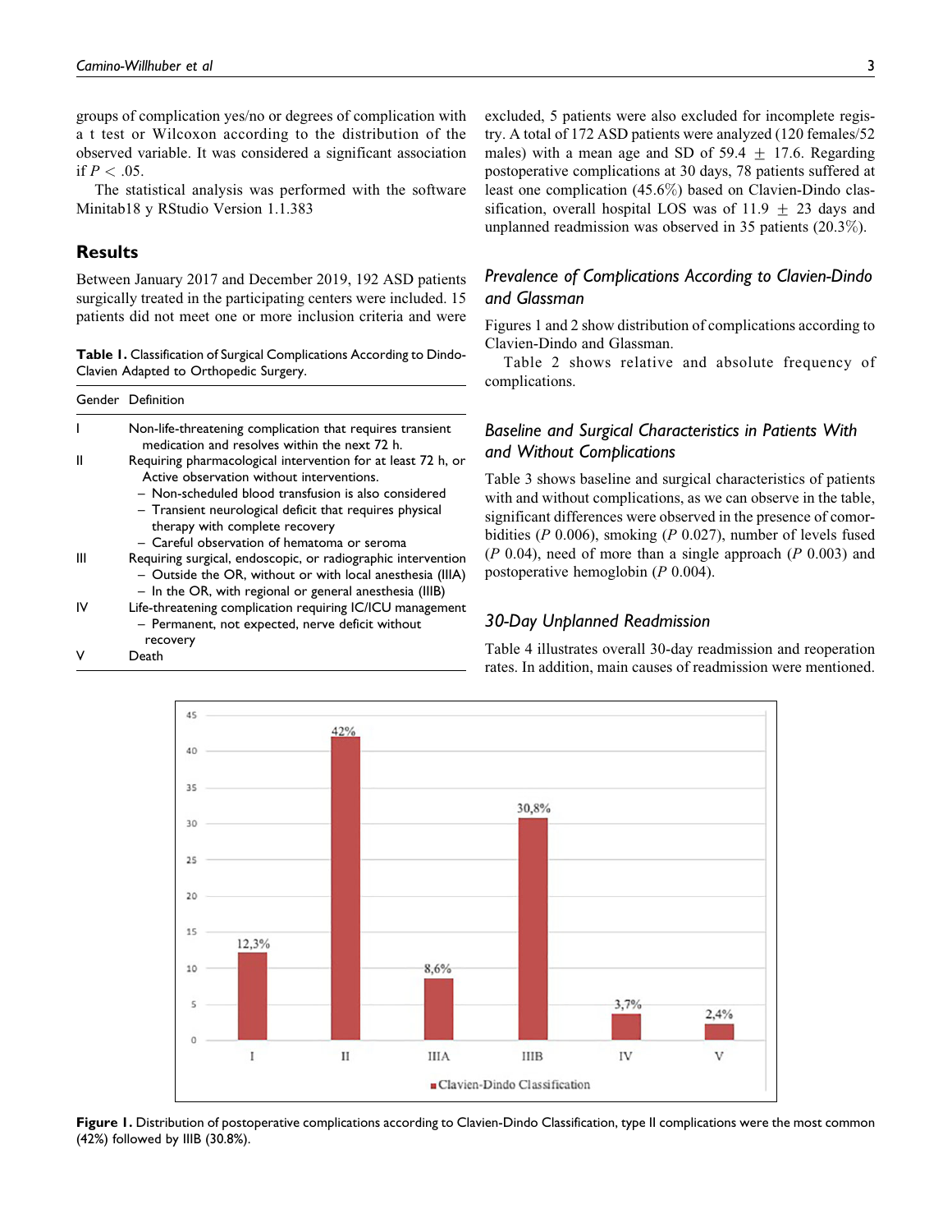groups of complication yes/no or degrees of complication with a t test or Wilcoxon according to the distribution of the observed variable. It was considered a significant association if $P < .05$.

The statistical analysis was performed with the software Minitab18 y RStudio Version 1.1.383

## Results

Between January 2017 and December 2019, 192 ASD patients surgically treated in the participating centers were included. 15 patients did not meet one or more inclusion criteria and were excluded, 5 patients were also excluded for incomplete registry. A total of 172 ASD patients were analyzed (120 females/52 males) with a mean age and SD of 59.4 $\pm$ 17.6. Regarding postoperative complications at 30 days, 78 patients suffered at least one complication (45.6%) based on Clavien-Dindo classification, overall hospital LOS was of 11.9 $\pm$ 23 days and unplanned readmission was observed in 35 patients (20.3%).

**Table 1.** Classification of Surgical Complications According to Dindo-Clavien Adapted to Orthopedic Surgery.

| Gender | Definition |
|---|---|
| I | Non-life-threatening complication that requires transient medication and resolves within the next 72 h. |
| II | Requiring pharmacological intervention for at least 72 h, or Active observation without interventions.<br>– Non-scheduled blood transfusion is also considered<br>– Transient neurological deficit that requires physical therapy with complete recovery<br>– Careful observation of hematoma or seroma |
| III | Requiring surgical, endoscopic, or radiographic intervention<br>– Outside the OR, without or with local anesthesia (IIIA)<br>– In the OR, with regional or general anesthesia (IIIB) |
| IV | Life-threatening complication requiring IC/ICU management<br>– Permanent, not expected, nerve deficit without recovery |
| V | Death |

### *Prevalence of Complications According to Clavien-Dindo and Glassman*

Figures 1 and 2 show distribution of complications according to Clavien-Dindo and Glassman.

Table 2 shows relative and absolute frequency of complications.

### *Baseline and Surgical Characteristics in Patients With and Without Complications*

Table 3 shows baseline and surgical characteristics of patients with and without complications, as we can observe in the table, significant differences were observed in the presence of comorbidities ($P$ 0.006), smoking ($P$ 0.027), number of levels fused ($P$ 0.04), need of more than a single approach ($P$ 0.003) and postoperative hemoglobin ($P$ 0.004).

### *30-Day Unplanned Readmission*

Table 4 illustrates overall 30-day readmission and reoperation rates. In addition, main causes of readmission were mentioned.

**Figure 1.** Distribution of postoperative complications according to Clavien-Dindo Classification, type II complications were the most common (42%) followed by IIIB (30.8%).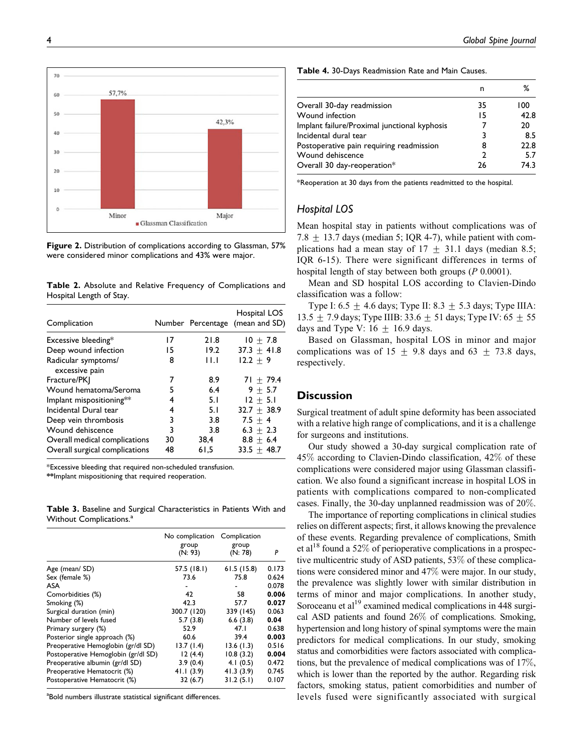Figure 2. Distribution of complications according to Glassman, 57% were considered minor complications and 43% were major.

**Table 2.** Absolute and Relative Frequency of Complications and Hospital Length of Stay.

| Complication | Number | Percentage | Hospital LOS (mean and SD) |
|---|---|---|---|
| Excessive bleeding* | 17 | 21.8 | 10 ± 7.8 |
| Deep wound infection | 15 | 19.2 | 37.3 ± 41.8 |
| Radicular symptoms/ excessive pain | 8 | 11.1 | 12.2 ± 9 |
| Fracture/PKJ | 7 | 8.9 | 71 ± 79.4 |
| Wound hematoma/Seroma | 5 | 6.4 | 9 ± 5.7 |
| Implant mispositioning** | 4 | 5.1 | 12 ± 5.1 |
| Incidental Dural tear | 4 | 5.1 | 32.7 ± 38.9 |
| Deep vein thrombosis | 3 | 3.8 | 7.5 ± 4 |
| Wound dehiscence | 3 | 3.8 | 6.3 ± 2.3 |
| Overall medical complications | 30 | 38,4 | 8.8 ± 6.4 |
| Overall surgical complications | 48 | 61,5 | 33.5 ± 48.7 |

*Excessive bleeding that required non-scheduled transfusion.
**Implant mispositioning that required reoperation.

**Table 3.** Baseline and Surgical Characteristics in Patients With and Without Complications.[a]

| | No complication group (N: 93) | Complication group (N: 78) | P |
|---|---|---|---|
| Age (mean/ SD) | 57.5 (18.1) | 61.5 (15.8) | 0.173 |
| Sex (female %) | 73.6 | 75.8 | 0.624 |
| ASA | - | - | 0.078 |
| Comorbidities (%) | 42 | 58 | **0.006** |
| Smoking (%) | 42.3 | 57.7 | **0.027** |
| Surgical duration (min) | 300.7 (120) | 339 (145) | 0.063 |
| Number of levels fused | 5.7 (3.8) | 6.6 (3.8) | **0.04** |
| Primary surgery (%) | 52.9 | 47.1 | 0.638 |
| Posterior single approach (%) | 60.6 | 39.4 | **0.003** |
| Preoperative Hemoglobin (gr/dl SD) | 13.7 (1.4) | 13.6 (1.3) | 0.516 |
| Postoperative Hemoglobin (gr/dl SD) | 12 (4.4) | 10.8 (3.2) | **0.004** |
| Preoperative albumin (gr/dl SD) | 3.9 (0.4) | 4.1 (0.5) | 0.472 |
| Preoperative Hematocrit (%) | 41.1 (3.9) | 41.3 (3.9) | 0.745 |
| Postoperative Hematocrit (%) | 32 (6.7) | 31.2 (5.1) | 0.107 |

[a]Bold numbers illustrate statistical significant differences.

**Table 4.** 30-Days Readmission Rate and Main Causes.

| | n | % |
|---|---|---|
| Overall 30-day readmission | 35 | 100 |
| Wound infection | 15 | 42.8 |
| Implant failure/Proximal junctional kyphosis | 7 | 20 |
| Incidental dural tear | 3 | 8.5 |
| Postoperative pain requiring readmission | 8 | 22.8 |
| Wound dehiscence | 2 | 5.7 |
| Overall 30 day-reoperation* | 26 | 74.3 |

*Reoperation at 30 days from the patients readmitted to the hospital.

### *Hospital LOS*

Mean hospital stay in patients without complications was of 7.8 ± 13.7 days (median 5; IQR 4-7), while patient with complications had a mean stay of 17 ± 31.1 days (median 8.5; IQR 6-15). There were significant differences in terms of hospital length of stay between both groups (*P* 0.0001).

Mean and SD hospital LOS according to Clavien-Dindo classification was a follow:

Type I: 6.5 ± 4.6 days; Type II: 8.3 ± 5.3 days; Type IIIA: 13.5 ± 7.9 days; Type IIIB: 33.6 ± 51 days; Type IV: 65 ± 55 days and Type V: 16 ± 16.9 days.

Based on Glassman, hospital LOS in minor and major complications was of 15 ± 9.8 days and 63 ± 73.8 days, respectively.

## Discussion

Surgical treatment of adult spine deformity has been associated with a relative high range of complications, and it is a challenge for surgeons and institutions.

Our study showed a 30-day surgical complication rate of 45% according to Clavien-Dindo classification, 42% of these complications were considered major using Glassman classification. We also found a significant increase in hospital LOS in patients with complications compared to non-complicated cases. Finally, the 30-day unplanned readmission was of 20%.

The importance of reporting complications in clinical studies relies on different aspects; first, it allows knowing the prevalence of these events. Regarding prevalence of complications, Smith et al[18] found a 52% of perioperative complications in a prospective multicentric study of ASD patients, 53% of these complications were considered minor and 47% were major. In our study, the prevalence was slightly lower with similar distribution in terms of minor and major complications. In another study, Soroceanu et al[19] examined medical complications in 448 surgical ASD patients and found 26% of complications. Smoking, hypertension and long history of spinal symptoms were the main predictors for medical complications. In our study, smoking status and comorbidities were factors associated with complications, but the prevalence of medical complications was of 17%, which is lower than the reported by the author. Regarding risk factors, smoking status, patient comorbidities and number of levels fused were significantly associated with surgical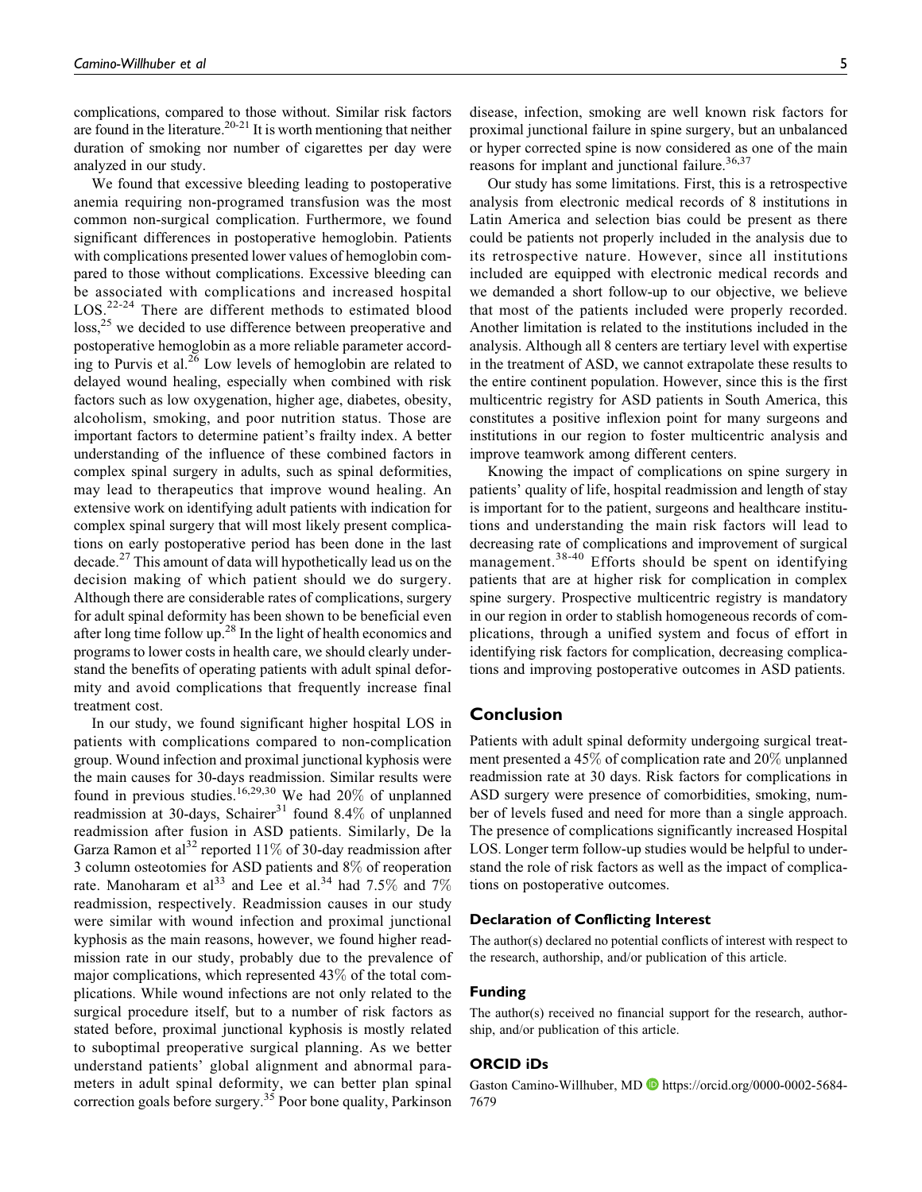complications, compared to those without. Similar risk factors are found in the literature.[20-21] It is worth mentioning that neither duration of smoking nor number of cigarettes per day were analyzed in our study.

We found that excessive bleeding leading to postoperative anemia requiring non-programed transfusion was the most common non-surgical complication. Furthermore, we found significant differences in postoperative hemoglobin. Patients with complications presented lower values of hemoglobin compared to those without complications. Excessive bleeding can be associated with complications and increased hospital LOS.[22-24] There are different methods to estimated blood loss,[25] we decided to use difference between preoperative and postoperative hemoglobin as a more reliable parameter according to Purvis et al.[26] Low levels of hemoglobin are related to delayed wound healing, especially when combined with risk factors such as low oxygenation, higher age, diabetes, obesity, alcoholism, smoking, and poor nutrition status. Those are important factors to determine patient's frailty index. A better understanding of the influence of these combined factors in complex spinal surgery in adults, such as spinal deformities, may lead to therapeutics that improve wound healing. An extensive work on identifying adult patients with indication for complex spinal surgery that will most likely present complications on early postoperative period has been done in the last decade.[27] This amount of data will hypothetically lead us on the decision making of which patient should we do surgery. Although there are considerable rates of complications, surgery for adult spinal deformity has been shown to be beneficial even after long time follow up.[28] In the light of health economics and programs to lower costs in health care, we should clearly understand the benefits of operating patients with adult spinal deformity and avoid complications that frequently increase final treatment cost.

In our study, we found significant higher hospital LOS in patients with complications compared to non-complication group. Wound infection and proximal junctional kyphosis were the main causes for 30-days readmission. Similar results were found in previous studies.[16,29,30] We had 20% of unplanned readmission at 30-days, Schairer[31] found 8.4% of unplanned readmission after fusion in ASD patients. Similarly, De la Garza Ramon et al[32] reported 11% of 30-day readmission after 3 column osteotomies for ASD patients and 8% of reoperation rate. Manoharam et al[33] and Lee et al.[34] had 7.5% and 7% readmission, respectively. Readmission causes in our study were similar with wound infection and proximal junctional kyphosis as the main reasons, however, we found higher readmission rate in our study, probably due to the prevalence of major complications, which represented 43% of the total complications. While wound infections are not only related to the surgical procedure itself, but to a number of risk factors as stated before, proximal junctional kyphosis is mostly related to suboptimal preoperative surgical planning. As we better understand patients' global alignment and abnormal parameters in adult spinal deformity, we can better plan spinal correction goals before surgery.[35] Poor bone quality, Parkinson disease, infection, smoking are well known risk factors for proximal junctional failure in spine surgery, but an unbalanced or hyper corrected spine is now considered as one of the main reasons for implant and junctional failure.[36,37]

Our study has some limitations. First, this is a retrospective analysis from electronic medical records of 8 institutions in Latin America and selection bias could be present as there could be patients not properly included in the analysis due to its retrospective nature. However, since all institutions included are equipped with electronic medical records and we demanded a short follow-up to our objective, we believe that most of the patients included were properly recorded. Another limitation is related to the institutions included in the analysis. Although all 8 centers are tertiary level with expertise in the treatment of ASD, we cannot extrapolate these results to the entire continent population. However, since this is the first multicentric registry for ASD patients in South America, this constitutes a positive inflexion point for many surgeons and institutions in our region to foster multicentric analysis and improve teamwork among different centers.

Knowing the impact of complications on spine surgery in patients' quality of life, hospital readmission and length of stay is important for to the patient, surgeons and healthcare institutions and understanding the main risk factors will lead to decreasing rate of complications and improvement of surgical management.[38-40] Efforts should be spent on identifying patients that are at higher risk for complication in complex spine surgery. Prospective multicentric registry is mandatory in our region in order to stablish homogeneous records of complications, through a unified system and focus of effort in identifying risk factors for complication, decreasing complications and improving postoperative outcomes in ASD patients.

## Conclusion

Patients with adult spinal deformity undergoing surgical treatment presented a 45% of complication rate and 20% unplanned readmission rate at 30 days. Risk factors for complications in ASD surgery were presence of comorbidities, smoking, number of levels fused and need for more than a single approach. The presence of complications significantly increased Hospital LOS. Longer term follow-up studies would be helpful to understand the role of risk factors as well as the impact of complications on postoperative outcomes.

### Declaration of Conflicting Interest

The author(s) declared no potential conflicts of interest with respect to the research, authorship, and/or publication of this article.

### Funding

The author(s) received no financial support for the research, authorship, and/or publication of this article.

### ORCID iDs

Gaston Camino-Willhuber, MD https://orcid.org/0000-0002-5684-7679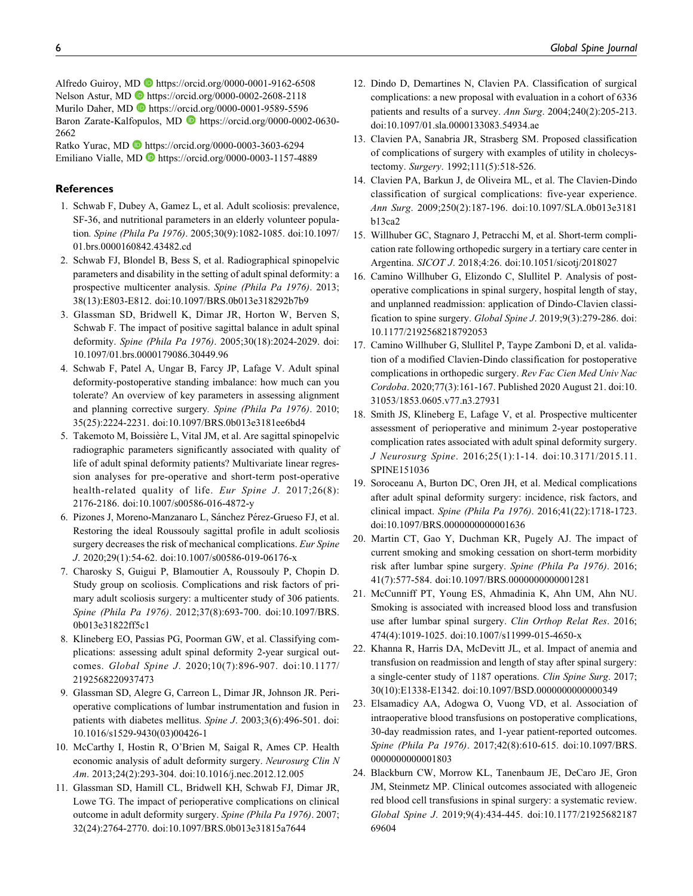Alfredo Guiroy, MD https://orcid.org/0000-0001-9162-6508
Nelson Astur, MD https://orcid.org/0000-0002-2608-2118
Murilo Daher, MD https://orcid.org/0000-0001-9589-5596
Baron Zarate-Kalfopulos, MD https://orcid.org/0000-0002-0630-2662
Ratko Yurac, MD https://orcid.org/0000-0003-3603-6294
Emiliano Vialle, MD https://orcid.org/0000-0003-1157-4889

## References

1. Schwab F, Dubey A, Gamez L, et al. Adult scoliosis: prevalence, SF-36, and nutritional parameters in an elderly volunteer population. *Spine (Phila Pa 1976)*. 2005;30(9):1082-1085. doi:10.1097/01.brs.0000160842.43482.cd
2. Schwab FJ, Blondel B, Bess S, et al. Radiographical spinopelvic parameters and disability in the setting of adult spinal deformity: a prospective multicenter analysis. *Spine (Phila Pa 1976)*. 2013; 38(13):E803-E812. doi:10.1097/BRS.0b013e318292b7b9
3. Glassman SD, Bridwell K, Dimar JR, Horton W, Berven S, Schwab F. The impact of positive sagittal balance in adult spinal deformity. *Spine (Phila Pa 1976)*. 2005;30(18):2024-2029. doi:10.1097/01.brs.0000179086.30449.96
4. Schwab F, Patel A, Ungar B, Farcy JP, Lafage V. Adult spinal deformity-postoperative standing imbalance: how much can you tolerate? An overview of key parameters in assessing alignment and planning corrective surgery. *Spine (Phila Pa 1976)*. 2010; 35(25):2224-2231. doi:10.1097/BRS.0b013e3181ee6bd4
5. Takemoto M, Boissière L, Vital JM, et al. Are sagittal spinopelvic radiographic parameters significantly associated with quality of life of adult spinal deformity patients? Multivariate linear regression analyses for pre-operative and short-term post-operative health-related quality of life. *Eur Spine J*. 2017;26(8): 2176-2186. doi:10.1007/s00586-016-4872-y
6. Pizones J, Moreno-Manzanaro L, Sánchez Pérez-Grueso FJ, et al. Restoring the ideal Roussouly sagittal profile in adult scoliosis surgery decreases the risk of mechanical complications. *Eur Spine J*. 2020;29(1):54-62. doi:10.1007/s00586-019-06176-x
7. Charosky S, Guigui P, Blamoutier A, Roussouly P, Chopin D. Study group on scoliosis. Complications and risk factors of primary adult scoliosis surgery: a multicenter study of 306 patients. *Spine (Phila Pa 1976)*. 2012;37(8):693-700. doi:10.1097/BRS.0b013e31822ff5c1
8. Klineberg EO, Passias PG, Poorman GW, et al. Classifying complications: assessing adult spinal deformity 2-year surgical outcomes. *Global Spine J*. 2020;10(7):896-907. doi:10.1177/2192568220937473
9. Glassman SD, Alegre G, Carreon L, Dimar JR, Johnson JR. Perioperative complications of lumbar instrumentation and fusion in patients with diabetes mellitus. *Spine J*. 2003;3(6):496-501. doi:10.1016/s1529-9430(03)00426-1
10. McCarthy I, Hostin R, O'Brien M, Saigal R, Ames CP. Health economic analysis of adult deformity surgery. *Neurosurg Clin N Am*. 2013;24(2):293-304. doi:10.1016/j.nec.2012.12.005
11. Glassman SD, Hamill CL, Bridwell KH, Schwab FJ, Dimar JR, Lowe TG. The impact of perioperative complications on clinical outcome in adult deformity surgery. *Spine (Phila Pa 1976)*. 2007; 32(24):2764-2770. doi:10.1097/BRS.0b013e31815a7644
12. Dindo D, Demartines N, Clavien PA. Classification of surgical complications: a new proposal with evaluation in a cohort of 6336 patients and results of a survey. *Ann Surg*. 2004;240(2):205-213. doi:10.1097/01.sla.0000133083.54934.ae
13. Clavien PA, Sanabria JR, Strasberg SM. Proposed classification of complications of surgery with examples of utility in cholecystectomy. *Surgery*. 1992;111(5):518-526.
14. Clavien PA, Barkun J, de Oliveira ML, et al. The Clavien-Dindo classification of surgical complications: five-year experience. *Ann Surg*. 2009;250(2):187-196. doi:10.1097/SLA.0b013e3181b13ca2
15. Willhuber GC, Stagnaro J, Petracchi M, et al. Short-term complication rate following orthopedic surgery in a tertiary care center in Argentina. *SICOT J*. 2018;4:26. doi:10.1051/sicotj/2018027
16. Camino Willhuber G, Elizondo C, Slullitel P. Analysis of postoperative complications in spinal surgery, hospital length of stay, and unplanned readmission: application of Dindo-Clavien classification to spine surgery. *Global Spine J*. 2019;9(3):279-286. doi:10.1177/2192568218792053
17. Camino Willhuber G, Slullitel P, Taype Zamboni D, et al. validation of a modified Clavien-Dindo classification for postoperative complications in orthopedic surgery. *Rev Fac Cien Med Univ Nac Cordoba*. 2020;77(3):161-167. Published 2020 August 21. doi:10.31053/1853.0605.v77.n3.27931
18. Smith JS, Klineberg E, Lafage V, et al. Prospective multicenter assessment of perioperative and minimum 2-year postoperative complication rates associated with adult spinal deformity surgery. *J Neurosurg Spine*. 2016;25(1):1-14. doi:10.3171/2015.11.SPINE151036
19. Soroceanu A, Burton DC, Oren JH, et al. Medical complications after adult spinal deformity surgery: incidence, risk factors, and clinical impact. *Spine (Phila Pa 1976)*. 2016;41(22):1718-1723. doi:10.1097/BRS.0000000000001636
20. Martin CT, Gao Y, Duchman KR, Pugely AJ. The impact of current smoking and smoking cessation on short-term morbidity risk after lumbar spine surgery. *Spine (Phila Pa 1976)*. 2016; 41(7):577-584. doi:10.1097/BRS.0000000000001281
21. McCunniff PT, Young ES, Ahmadinia K, Ahn UM, Ahn NU. Smoking is associated with increased blood loss and transfusion use after lumbar spinal surgery. *Clin Orthop Relat Res*. 2016; 474(4):1019-1025. doi:10.1007/s11999-015-4650-x
22. Khanna R, Harris DA, McDevitt JL, et al. Impact of anemia and transfusion on readmission and length of stay after spinal surgery: a single-center study of 1187 operations. *Clin Spine Surg*. 2017; 30(10):E1338-E1342. doi:10.1097/BSD.0000000000000349
23. Elsamadicy AA, Adogwa O, Vuong VD, et al. Association of intraoperative blood transfusions on postoperative complications, 30-day readmission rates, and 1-year patient-reported outcomes. *Spine (Phila Pa 1976)*. 2017;42(8):610-615. doi:10.1097/BRS.0000000000001803
24. Blackburn CW, Morrow KL, Tanenbaum JE, DeCaro JE, Gron JM, Steinmetz MP. Clinical outcomes associated with allogeneic red blood cell transfusions in spinal surgery: a systematic review. *Global Spine J*. 2019;9(4):434-445. doi:10.1177/2192568218769604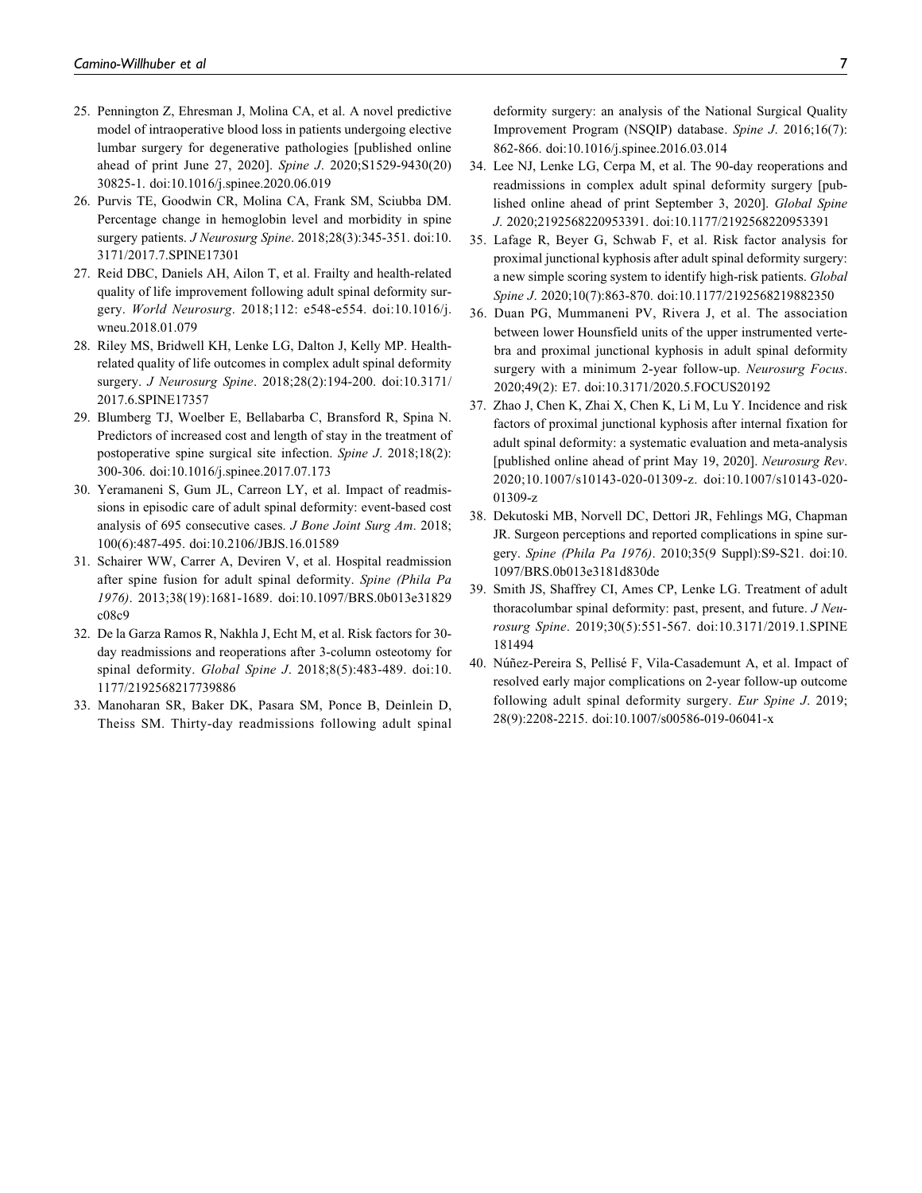25. Pennington Z, Ehresman J, Molina CA, et al. A novel predictive model of intraoperative blood loss in patients undergoing elective lumbar surgery for degenerative pathologies [published online ahead of print June 27, 2020]. *Spine J*. 2020;S1529-9430(20) 30825-1. doi:10.1016/j.spinee.2020.06.019
26. Purvis TE, Goodwin CR, Molina CA, Frank SM, Sciubba DM. Percentage change in hemoglobin level and morbidity in spine surgery patients. *J Neurosurg Spine*. 2018;28(3):345-351. doi:10.3171/2017.7.SPINE17301
27. Reid DBC, Daniels AH, Ailon T, et al. Frailty and health-related quality of life improvement following adult spinal deformity surgery. *World Neurosurg*. 2018;112: e548-e554. doi:10.1016/j.wneu.2018.01.079
28. Riley MS, Bridwell KH, Lenke LG, Dalton J, Kelly MP. Health-related quality of life outcomes in complex adult spinal deformity surgery. *J Neurosurg Spine*. 2018;28(2):194-200. doi:10.3171/2017.6.SPINE17357
29. Blumberg TJ, Woelber E, Bellabarba C, Bransford R, Spina N. Predictors of increased cost and length of stay in the treatment of postoperative spine surgical site infection. *Spine J*. 2018;18(2): 300-306. doi:10.1016/j.spinee.2017.07.173
30. Yeramaneni S, Gum JL, Carreon LY, et al. Impact of readmissions in episodic care of adult spinal deformity: event-based cost analysis of 695 consecutive cases. *J Bone Joint Surg Am*. 2018; 100(6):487-495. doi:10.2106/JBJS.16.01589
31. Schairer WW, Carrer A, Deviren V, et al. Hospital readmission after spine fusion for adult spinal deformity. *Spine (Phila Pa 1976)*. 2013;38(19):1681-1689. doi:10.1097/BRS.0b013e31829c08c9
32. De la Garza Ramos R, Nakhla J, Echt M, et al. Risk factors for 30-day readmissions and reoperations after 3-column osteotomy for spinal deformity. *Global Spine J*. 2018;8(5):483-489. doi:10.1177/2192568217739886
33. Manoharan SR, Baker DK, Pasara SM, Ponce B, Deinlein D, Theiss SM. Thirty-day readmissions following adult spinal deformity surgery: an analysis of the National Surgical Quality Improvement Program (NSQIP) database. *Spine J*. 2016;16(7): 862-866. doi:10.1016/j.spinee.2016.03.014
34. Lee NJ, Lenke LG, Cerpa M, et al. The 90-day reoperations and readmissions in complex adult spinal deformity surgery [published online ahead of print September 3, 2020]. *Global Spine J*. 2020;2192568220953391. doi:10.1177/2192568220953391
35. Lafage R, Beyer G, Schwab F, et al. Risk factor analysis for proximal junctional kyphosis after adult spinal deformity surgery: a new simple scoring system to identify high-risk patients. *Global Spine J*. 2020;10(7):863-870. doi:10.1177/2192568219882350
36. Duan PG, Mummaneni PV, Rivera J, et al. The association between lower Hounsfield units of the upper instrumented vertebra and proximal junctional kyphosis in adult spinal deformity surgery with a minimum 2-year follow-up. *Neurosurg Focus*. 2020;49(2): E7. doi:10.3171/2020.5.FOCUS20192
37. Zhao J, Chen K, Zhai X, Chen K, Li M, Lu Y. Incidence and risk factors of proximal junctional kyphosis after internal fixation for adult spinal deformity: a systematic evaluation and meta-analysis [published online ahead of print May 19, 2020]. *Neurosurg Rev*. 2020;10.1007/s10143-020-01309-z. doi:10.1007/s10143-020-01309-z
38. Dekutoski MB, Norvell DC, Dettori JR, Fehlings MG, Chapman JR. Surgeon perceptions and reported complications in spine surgery. *Spine (Phila Pa 1976)*. 2010;35(9 Suppl):S9-S21. doi:10.1097/BRS.0b013e3181d830de
39. Smith JS, Shaffrey CI, Ames CP, Lenke LG. Treatment of adult thoracolumbar spinal deformity: past, present, and future. *J Neurosurg Spine*. 2019;30(5):551-567. doi:10.3171/2019.1.SPINE181494
40. Núñez-Pereira S, Pellisé F, Vila-Casademunt A, et al. Impact of resolved early major complications on 2-year follow-up outcome following adult spinal deformity surgery. *Eur Spine J*. 2019; 28(9):2208-2215. doi:10.1007/s00586-019-06041-x